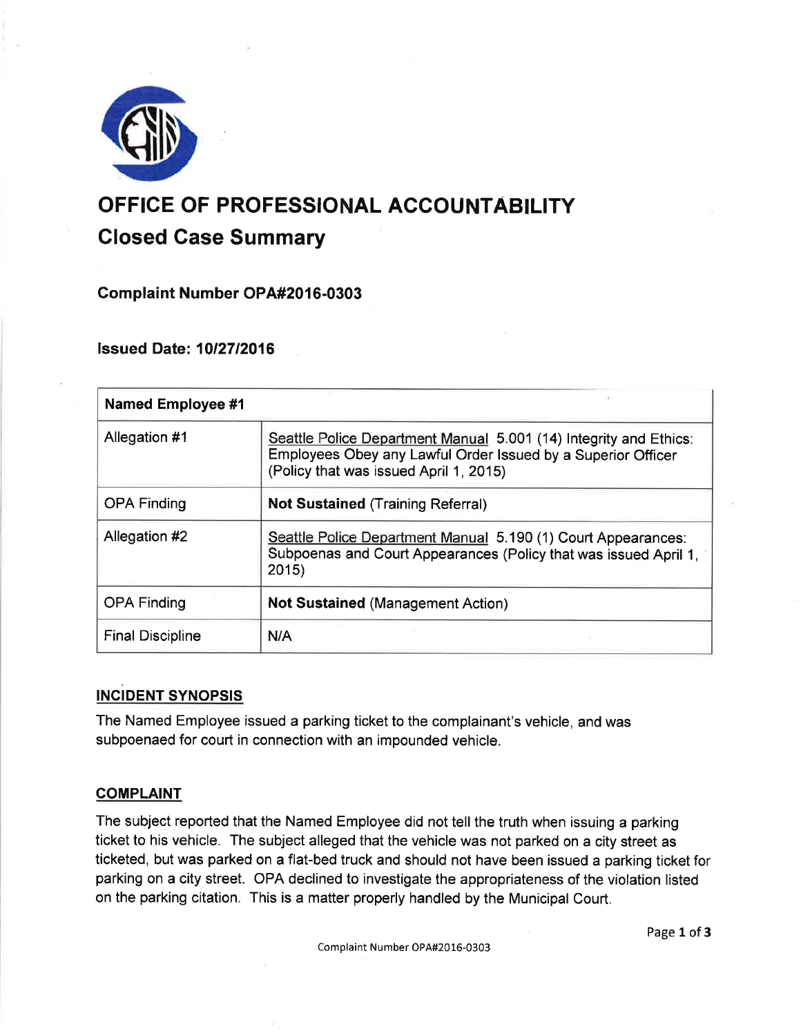# OFFICE OF PROFESSIONAL ACCOUNTABILITY

## Closed Case Summary

### Complaint Number OPA#2016-0303

### Issued Date: 10/27/2016

| Named Employee #1 | |
|---|---|
| Allegation #1 | Seattle Police Department Manual 5.001 (14) Integrity and Ethics: Employees Obey any Lawful Order Issued by a Superior Officer (Policy that was issued April 1, 2015) |
| OPA Finding | **Not Sustained** (Training Referral) |
| Allegation #2 | Seattle Police Department Manual 5.190 (1) Court Appearances: Subpoenas and Court Appearances (Policy that was issued April 1, 2015) |
| OPA Finding | **Not Sustained** (Management Action) |
| Final Discipline | N/A |

## INCIDENT SYNOPSIS

The Named Employee issued a parking ticket to the complainant's vehicle, and was subpoenaed for court in connection with an impounded vehicle.

## COMPLAINT

The subject reported that the Named Employee did not tell the truth when issuing a parking ticket to his vehicle. The subject alleged that the vehicle was not parked on a city street as ticketed, but was parked on a flat-bed truck and should not have been issued a parking ticket for parking on a city street. OPA declined to investigate the appropriateness of the violation listed on the parking citation. This is a matter properly handled by the Municipal Court.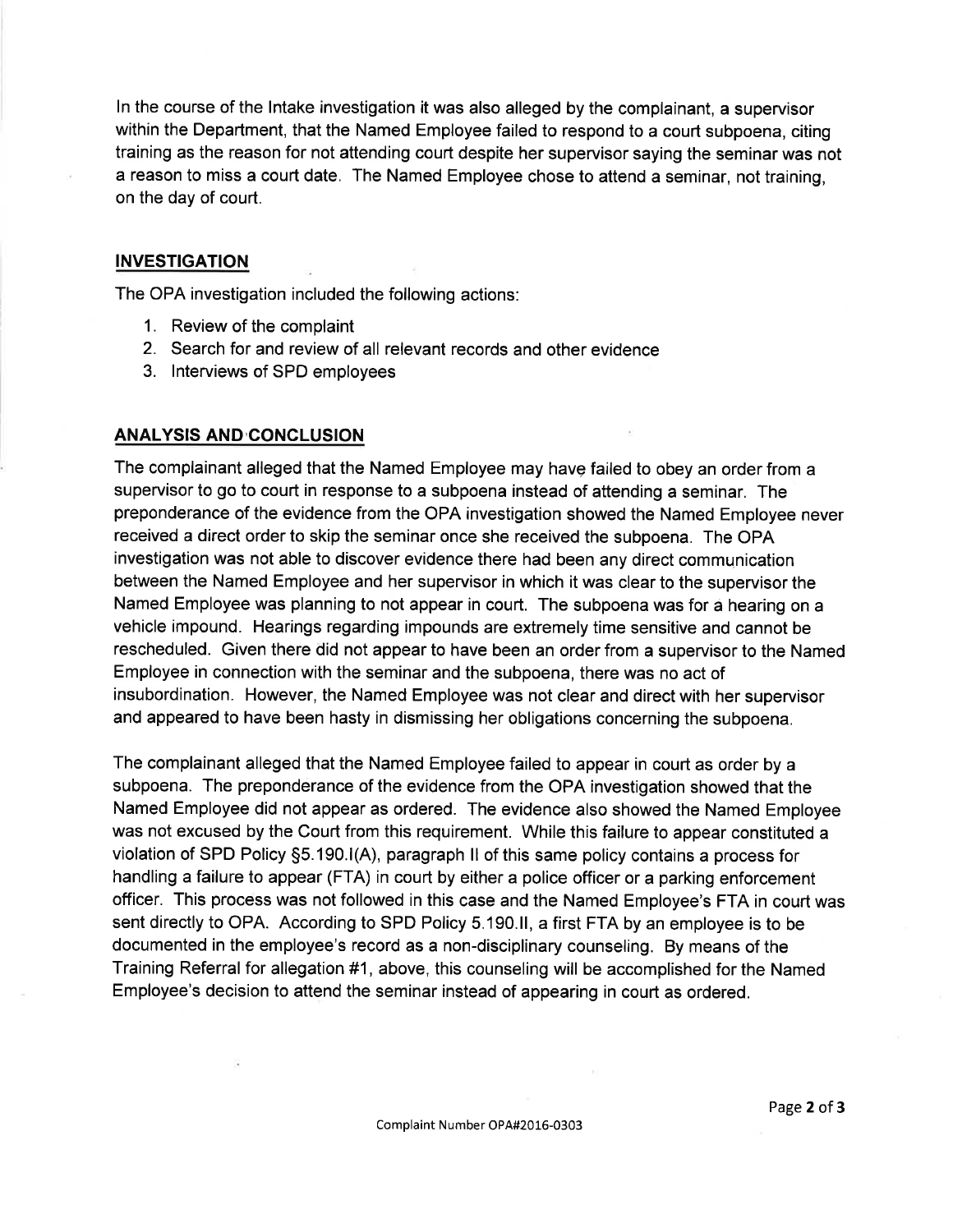In the course of the Intake investigation it was also alleged by the complainant, a supervisor within the Department, that the Named Employee failed to respond to a court subpoena, citing training as the reason for not attending court despite her supervisor saying the seminar was not a reason to miss a court date. The Named Employee chose to attend a seminar, not training, on the day of court.

## INVESTIGATION

The OPA investigation included the following actions:

1. Review of the complaint
2. Search for and review of all relevant records and other evidence
3. Interviews of SPD employees

## ANALYSIS AND CONCLUSION

The complainant alleged that the Named Employee may have failed to obey an order from a supervisor to go to court in response to a subpoena instead of attending a seminar. The preponderance of the evidence from the OPA investigation showed the Named Employee never received a direct order to skip the seminar once she received the subpoena. The OPA investigation was not able to discover evidence there had been any direct communication between the Named Employee and her supervisor in which it was clear to the supervisor the Named Employee was planning to not appear in court. The subpoena was for a hearing on a vehicle impound. Hearings regarding impounds are extremely time sensitive and cannot be rescheduled. Given there did not appear to have been an order from a supervisor to the Named Employee in connection with the seminar and the subpoena, there was no act of insubordination. However, the Named Employee was not clear and direct with her supervisor and appeared to have been hasty in dismissing her obligations concerning the subpoena.

The complainant alleged that the Named Employee failed to appear in court as order by a subpoena. The preponderance of the evidence from the OPA investigation showed that the Named Employee did not appear as ordered. The evidence also showed the Named Employee was not excused by the Court from this requirement. While this failure to appear constituted a violation of SPD Policy §5.190.I(A), paragraph II of this same policy contains a process for handling a failure to appear (FTA) in court by either a police officer or a parking enforcement officer. This process was not followed in this case and the Named Employee's FTA in court was sent directly to OPA. According to SPD Policy 5.190.II, a first FTA by an employee is to be documented in the employee's record as a non-disciplinary counseling. By means of the Training Referral for allegation #1, above, this counseling will be accomplished for the Named Employee's decision to attend the seminar instead of appearing in court as ordered.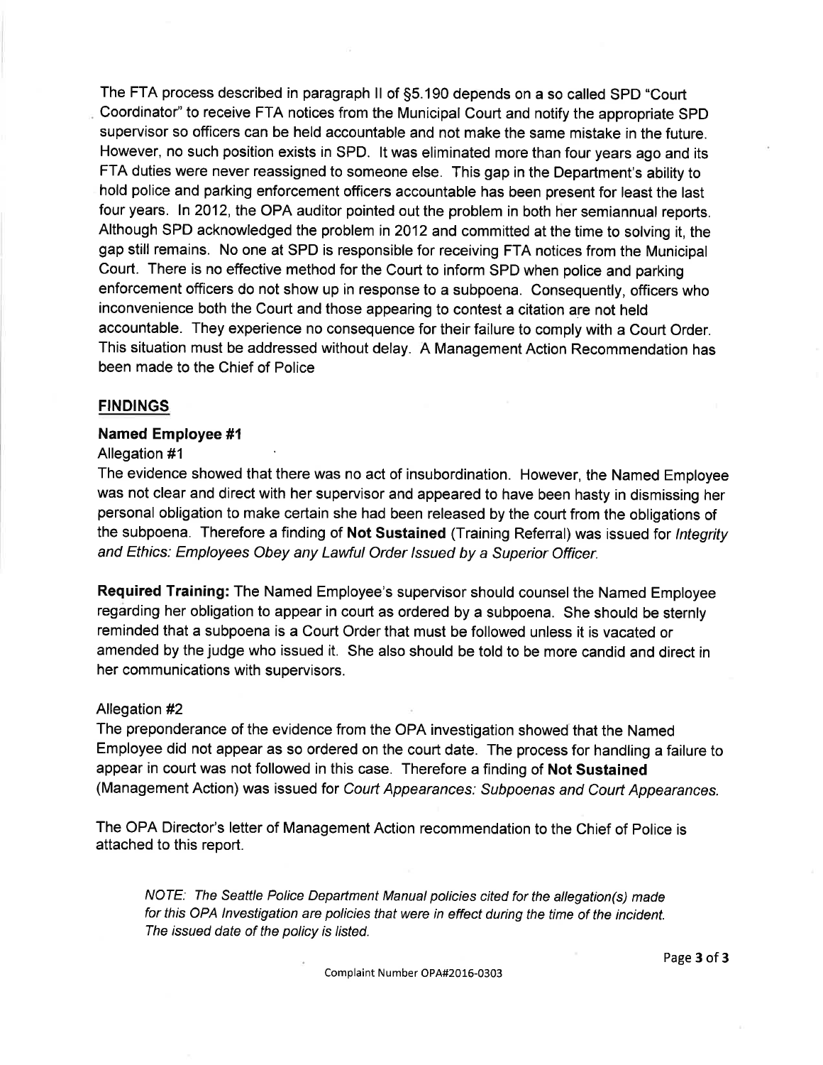The FTA process described in paragraph II of §5.190 depends on a so called SPD "Court Coordinator" to receive FTA notices from the Municipal Court and notify the appropriate SPD supervisor so officers can be held accountable and not make the same mistake in the future. However, no such position exists in SPD. It was eliminated more than four years ago and its FTA duties were never reassigned to someone else. This gap in the Department's ability to hold police and parking enforcement officers accountable has been present for least the last four years. In 2012, the OPA auditor pointed out the problem in both her semiannual reports. Although SPD acknowledged the problem in 2012 and committed at the time to solving it, the gap still remains. No one at SPD is responsible for receiving FTA notices from the Municipal Court. There is no effective method for the Court to inform SPD when police and parking enforcement officers do not show up in response to a subpoena. Consequently, officers who inconvenience both the Court and those appearing to contest a citation are not held accountable. They experience no consequence for their failure to comply with a Court Order. This situation must be addressed without delay. A Management Action Recommendation has been made to the Chief of Police

## FINDINGS

### Named Employee #1

Allegation #1

The evidence showed that there was no act of insubordination. However, the Named Employee was not clear and direct with her supervisor and appeared to have been hasty in dismissing her personal obligation to make certain she had been released by the court from the obligations of the subpoena. Therefore a finding of **Not Sustained** (Training Referral) was issued for *Integrity and Ethics: Employees Obey any Lawful Order Issued by a Superior Officer.*

**Required Training:** The Named Employee's supervisor should counsel the Named Employee regarding her obligation to appear in court as ordered by a subpoena. She should be sternly reminded that a subpoena is a Court Order that must be followed unless it is vacated or amended by the judge who issued it. She also should be told to be more candid and direct in her communications with supervisors.

Allegation #2

The preponderance of the evidence from the OPA investigation showed that the Named Employee did not appear as so ordered on the court date. The process for handling a failure to appear in court was not followed in this case. Therefore a finding of **Not Sustained** (Management Action) was issued for *Court Appearances: Subpoenas and Court Appearances.*

The OPA Director's letter of Management Action recommendation to the Chief of Police is attached to this report.

> *NOTE: The Seattle Police Department Manual policies cited for the allegation(s) made for this OPA Investigation are policies that were in effect during the time of the incident. The issued date of the policy is listed.*

Complaint Number OPA#2016-0303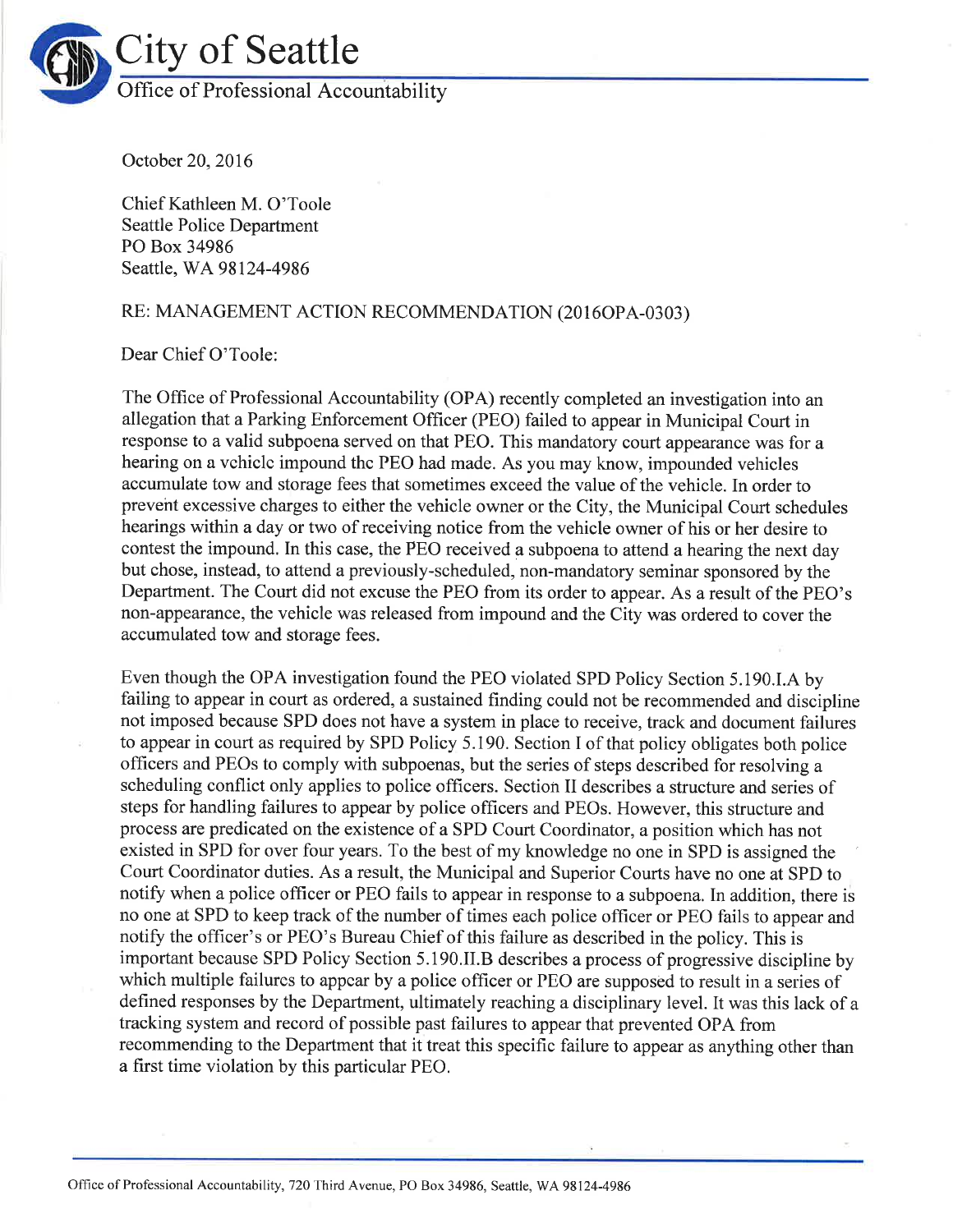# City of Seattle

## Office of Professional Accountability

October 20, 2016

Chief Kathleen M. O'Toole
Seattle Police Department
PO Box 34986
Seattle, WA 98124-4986

RE: MANAGEMENT ACTION RECOMMENDATION (2016OPA-0303)

Dear Chief O'Toole:

The Office of Professional Accountability (OPA) recently completed an investigation into an allegation that a Parking Enforcement Officer (PEO) failed to appear in Municipal Court in response to a valid subpoena served on that PEO. This mandatory court appearance was for a hearing on a vehicle impound the PEO had made. As you may know, impounded vehicles accumulate tow and storage fees that sometimes exceed the value of the vehicle. In order to prevent excessive charges to either the vehicle owner or the City, the Municipal Court schedules hearings within a day or two of receiving notice from the vehicle owner of his or her desire to contest the impound. In this case, the PEO received a subpoena to attend a hearing the next day but chose, instead, to attend a previously-scheduled, non-mandatory seminar sponsored by the Department. The Court did not excuse the PEO from its order to appear. As a result of the PEO's non-appearance, the vehicle was released from impound and the City was ordered to cover the accumulated tow and storage fees.

Even though the OPA investigation found the PEO violated SPD Policy Section 5.190.I.A by failing to appear in court as ordered, a sustained finding could not be recommended and discipline not imposed because SPD does not have a system in place to receive, track and document failures to appear in court as required by SPD Policy 5.190. Section I of that policy obligates both police officers and PEOs to comply with subpoenas, but the series of steps described for resolving a scheduling conflict only applies to police officers. Section II describes a structure and series of steps for handling failures to appear by police officers and PEOs. However, this structure and process are predicated on the existence of a SPD Court Coordinator, a position which has not existed in SPD for over four years. To the best of my knowledge no one in SPD is assigned the Court Coordinator duties. As a result, the Municipal and Superior Courts have no one at SPD to notify when a police officer or PEO fails to appear in response to a subpoena. In addition, there is no one at SPD to keep track of the number of times each police officer or PEO fails to appear and notify the officer's or PEO's Bureau Chief of this failure as described in the policy. This is important because SPD Policy Section 5.190.II.B describes a process of progressive discipline by which multiple failures to appear by a police officer or PEO are supposed to result in a series of defined responses by the Department, ultimately reaching a disciplinary level. It was this lack of a tracking system and record of possible past failures to appear that prevented OPA from recommending to the Department that it treat this specific failure to appear as anything other than a first time violation by this particular PEO.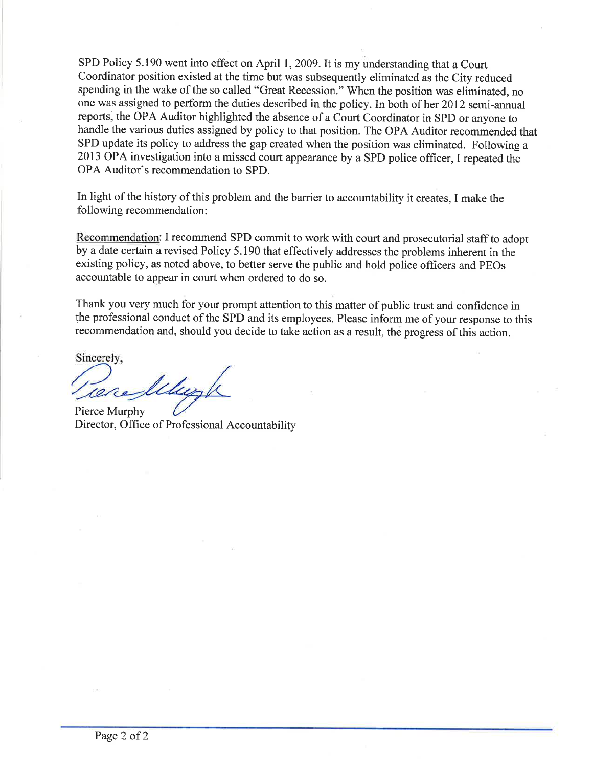SPD Policy 5.190 went into effect on April 1, 2009. It is my understanding that a Court Coordinator position existed at the time but was subsequently eliminated as the City reduced spending in the wake of the so called "Great Recession." When the position was eliminated, no one was assigned to perform the duties described in the policy. In both of her 2012 semi-annual reports, the OPA Auditor highlighted the absence of a Court Coordinator in SPD or anyone to handle the various duties assigned by policy to that position. The OPA Auditor recommended that SPD update its policy to address the gap created when the position was eliminated. Following a 2013 OPA investigation into a missed court appearance by a SPD police officer, I repeated the OPA Auditor's recommendation to SPD.

In light of the history of this problem and the barrier to accountability it creates, I make the following recommendation:

Recommendation: I recommend SPD commit to work with court and prosecutorial staff to adopt by a date certain a revised Policy 5.190 that effectively addresses the problems inherent in the existing policy, as noted above, to better serve the public and hold police officers and PEOs accountable to appear in court when ordered to do so.

Thank you very much for your prompt attention to this matter of public trust and confidence in the professional conduct of the SPD and its employees. Please inform me of your response to this recommendation and, should you decide to take action as a result, the progress of this action.

Sincerely,

Pierce Murphy
Director, Office of Professional Accountability